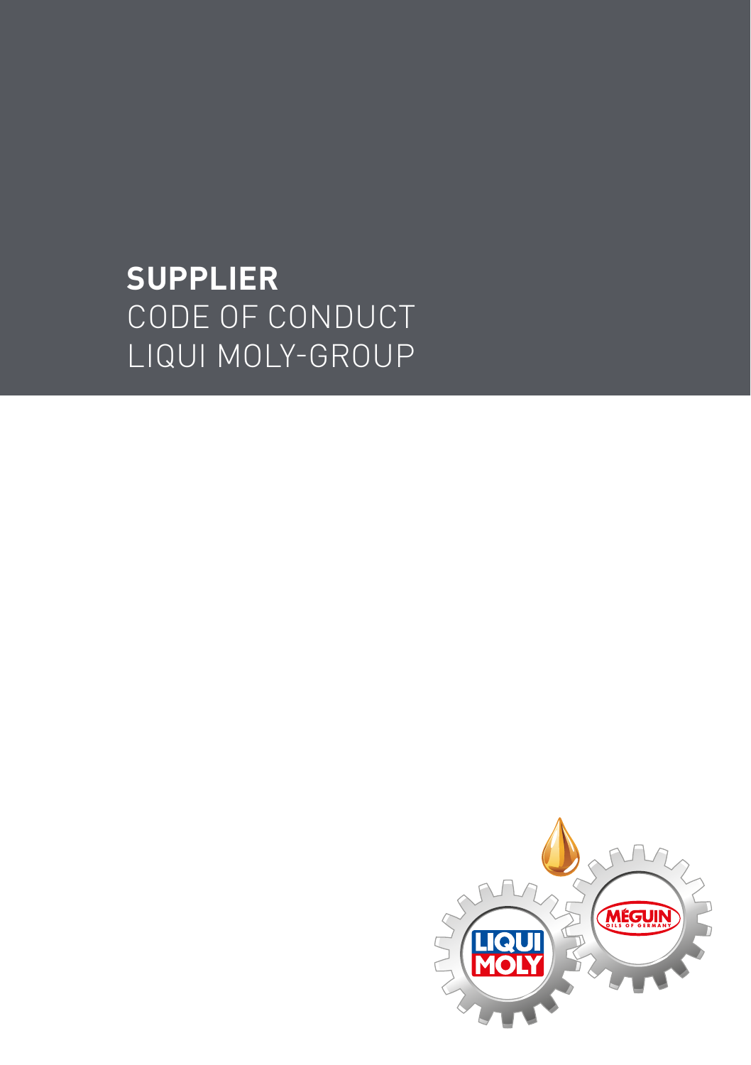# SUPPLIER
# CODE OF CONDUCT
# LIQUI MOLY-GROUP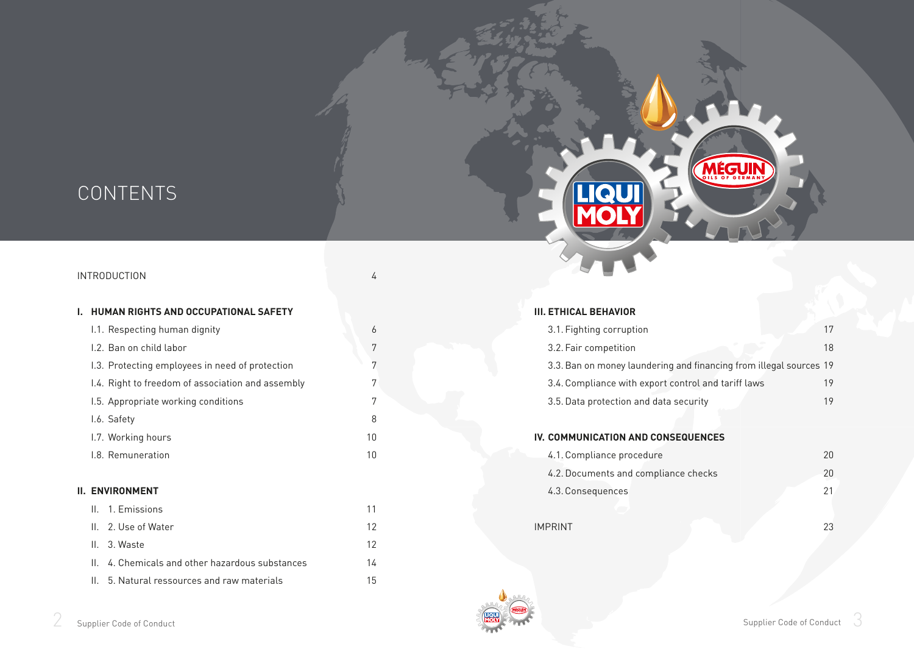# CONTENTS

INTRODUCTION 4

**I. HUMAN RIGHTS AND OCCUPATIONAL SAFETY**

- I.1. Respecting human dignity 6
- I.2. Ban on child labor 7
- I.3. Protecting employees in need of protection 7
- I.4. Right to freedom of association and assembly 7
- I.5. Appropriate working conditions 7
- I.6. Safety 8
- I.7. Working hours 10
- I.8. Remuneration 10

**II. ENVIRONMENT**

- II. 1. Emissions 11
- II. 2. Use of Water 12
- II. 3. Waste 12
- II. 4. Chemicals and other hazardous substances 14
- II. 5. Natural ressources and raw materials 15

**III. ETHICAL BEHAVIOR**

- 3.1. Fighting corruption 17
- 3.2. Fair competition 18
- 3.3. Ban on money laundering and financing from illegal sources 19
- 3.4. Compliance with export control and tariff laws 19
- 3.5. Data protection and data security 19

**IV. COMMUNICATION AND CONSEQUENCES**

- 4.1. Compliance procedure 20
- 4.2. Documents and compliance checks 20
- 4.3. Consequences 21

IMPRINT 23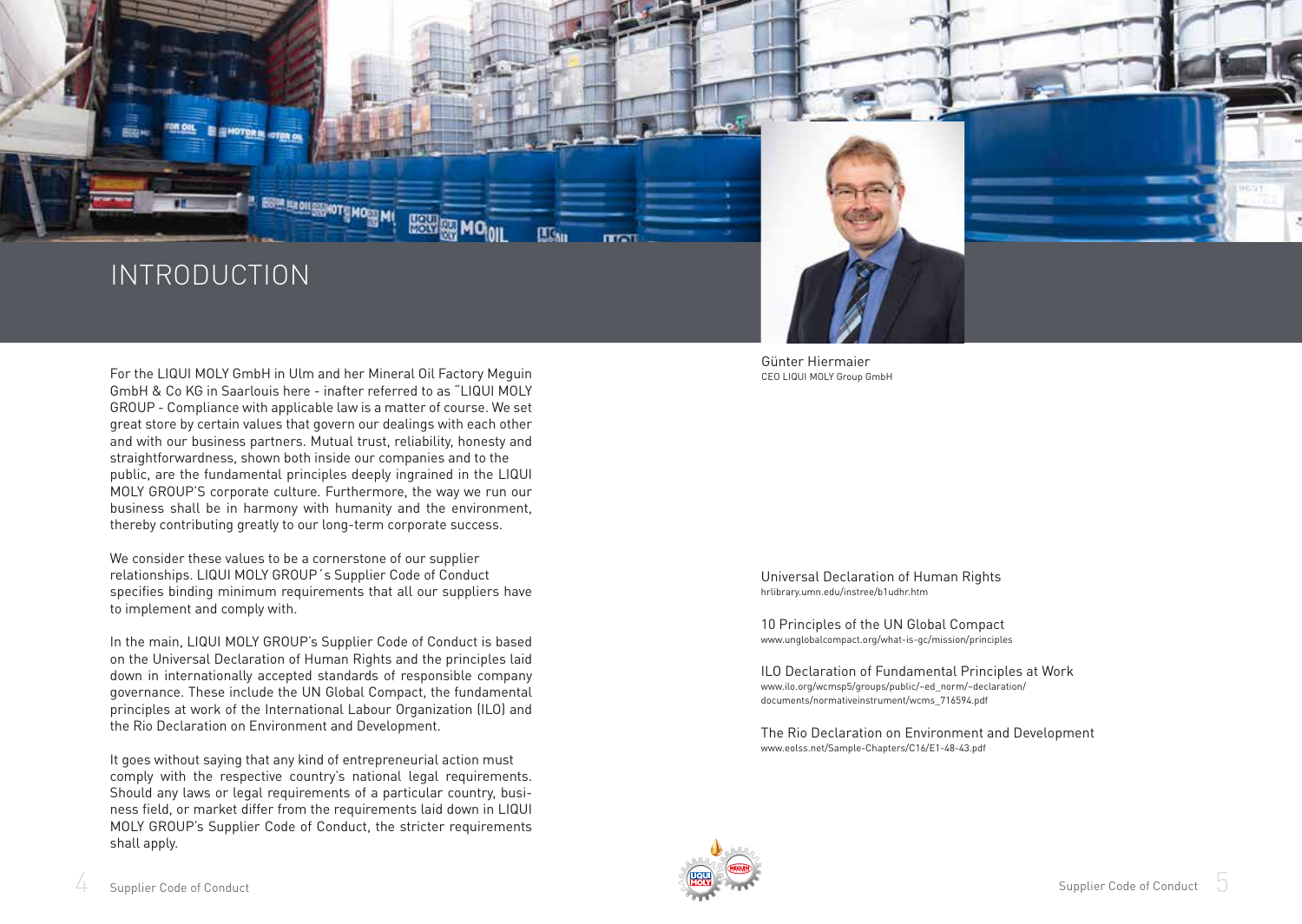# INTRODUCTION

For the LIQUI MOLY GmbH in Ulm and her Mineral Oil Factory Meguin GmbH & Co KG in Saarlouis here - inafter referred to as "LIQUI MOLY GROUP - Compliance with applicable law is a matter of course. We set great store by certain values that govern our dealings with each other and with our business partners. Mutual trust, reliability, honesty and straightforwardness, shown both inside our companies and to the public, are the fundamental principles deeply ingrained in the LIQUI MOLY GROUP'S corporate culture. Furthermore, the way we run our business shall be in harmony with humanity and the environment, thereby contributing greatly to our long-term corporate success.

We consider these values to be a cornerstone of our supplier relationships. LIQUI MOLY GROUP´s Supplier Code of Conduct specifies binding minimum requirements that all our suppliers have to implement and comply with.

In the main, LIQUI MOLY GROUP's Supplier Code of Conduct is based on the Universal Declaration of Human Rights and the principles laid down in internationally accepted standards of responsible company governance. These include the UN Global Compact, the fundamental principles at work of the International Labour Organization (ILO) and the Rio Declaration on Environment and Development.

It goes without saying that any kind of entrepreneurial action must comply with the respective country's national legal requirements. Should any laws or legal requirements of a particular country, business field, or market differ from the requirements laid down in LIQUI MOLY GROUP's Supplier Code of Conduct, the stricter requirements shall apply.

Günter Hiermaier
CEO LIQUI MOLY Group GmbH

Universal Declaration of Human Rights
hrlibrary.umn.edu/instree/b1udhr.htm

10 Principles of the UN Global Compact
www.unglobalcompact.org/what-is-gc/mission/principles

ILO Declaration of Fundamental Principles at Work
www.ilo.org/wcmsp5/groups/public/--ed_norm/--declaration/documents/normativeinstrument/wcms_716594.pdf

The Rio Declaration on Environment and Development
www.eolss.net/Sample-Chapters/C16/E1-48-43.pdf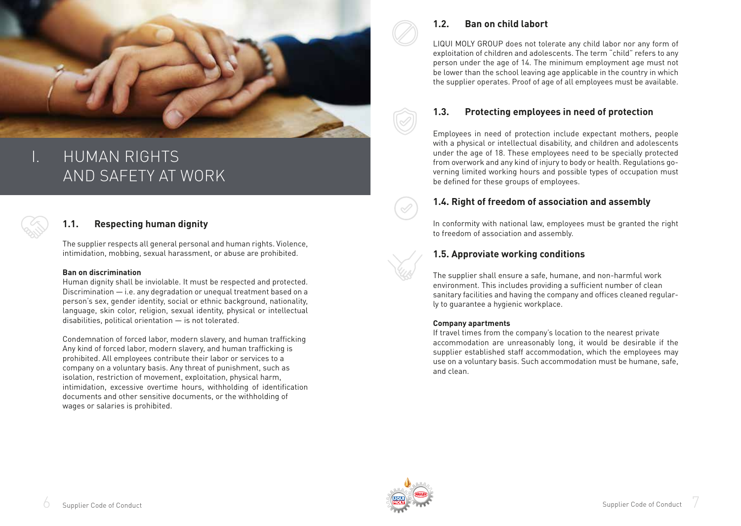# I. HUMAN RIGHTS AND SAFETY AT WORK

### 1.1. Respecting human dignity

The supplier respects all general personal and human rights. Violence, intimidation, mobbing, sexual harassment, or abuse are prohibited.

**Ban on discrimination**
Human dignity shall be inviolable. It must be respected and protected. Discrimination — i.e. any degradation or unequal treatment based on a person's sex, gender identity, social or ethnic background, nationality, language, skin color, religion, sexual identity, physical or intellectual disabilities, political orientation — is not tolerated.

Condemnation of forced labor, modern slavery, and human trafficking
Any kind of forced labor, modern slavery, and human trafficking is prohibited. All employees contribute their labor or services to a company on a voluntary basis. Any threat of punishment, such as isolation, restriction of movement, exploitation, physical harm, intimidation, excessive overtime hours, withholding of identification documents and other sensitive documents, or the withholding of wages or salaries is prohibited.

### 1.2. Ban on child labort

LIQUI MOLY GROUP does not tolerate any child labor nor any form of exploitation of children and adolescents. The term "child" refers to any person under the age of 14. The minimum employment age must not be lower than the school leaving age applicable in the country in which the supplier operates. Proof of age of all employees must be available.

### 1.3. Protecting employees in need of protection

Employees in need of protection include expectant mothers, people with a physical or intellectual disability, and children and adolescents under the age of 18. These employees need to be specially protected from overwork and any kind of injury to body or health. Regulations governing limited working hours and possible types of occupation must be defined for these groups of employees.

### 1.4. Right of freedom of association and assembly

In conformity with national law, employees must be granted the right to freedom of association and assembly.

### 1.5. Approviate working conditions

The supplier shall ensure a safe, humane, and non-harmful work environment. This includes providing a sufficient number of clean sanitary facilities and having the company and offices cleaned regularly to guarantee a hygienic workplace.

**Company apartments**
If travel times from the company's location to the nearest private accommodation are unreasonably long, it would be desirable if the supplier established staff accommodation, which the employees may use on a voluntary basis. Such accommodation must be humane, safe, and clean.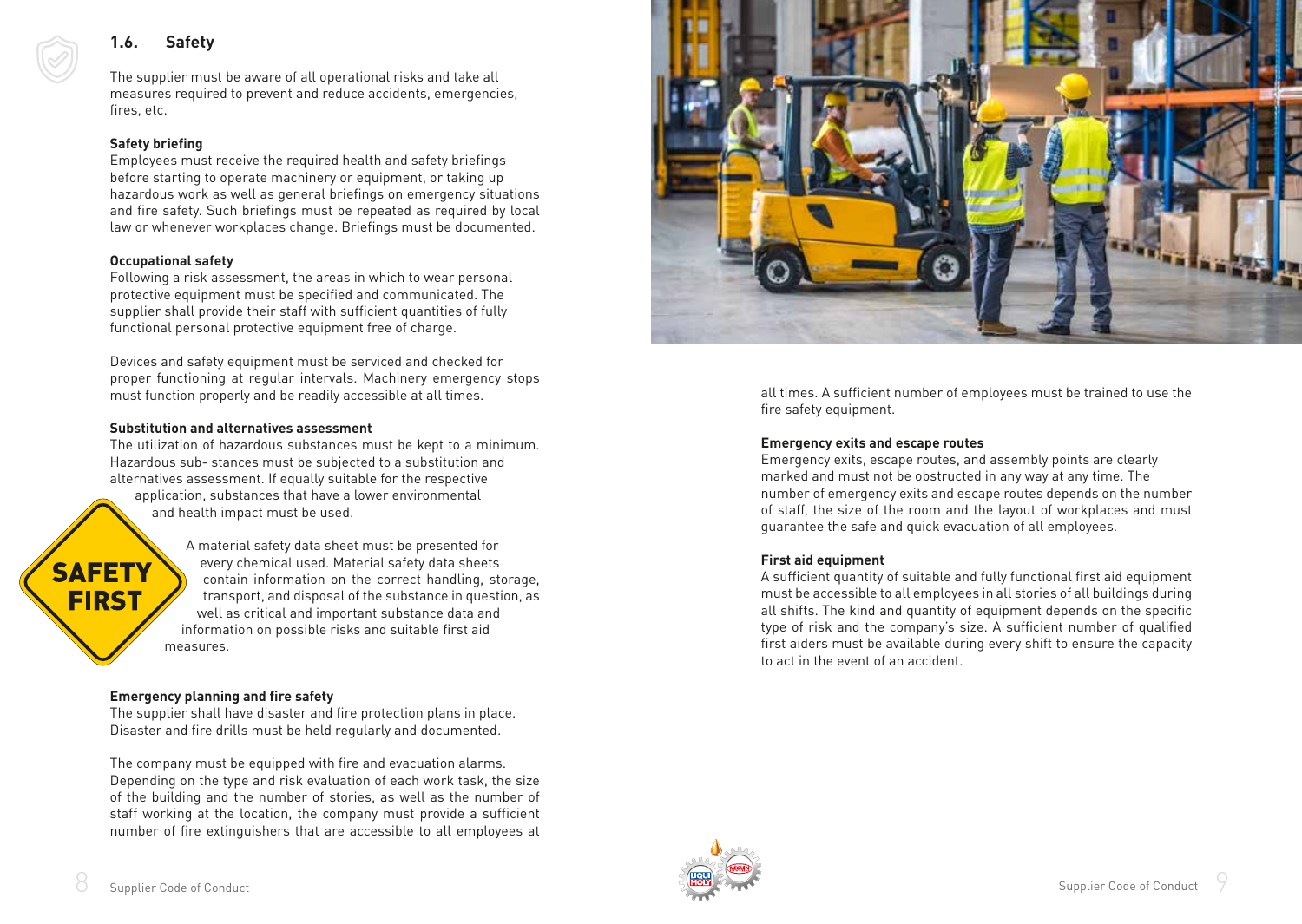## 1.6. Safety

The supplier must be aware of all operational risks and take all measures required to prevent and reduce accidents, emergencies, fires, etc.

**Safety briefing**

Employees must receive the required health and safety briefings before starting to operate machinery or equipment, or taking up hazardous work as well as general briefings on emergency situations and fire safety. Such briefings must be repeated as required by local law or whenever workplaces change. Briefings must be documented.

**Occupational safety**

Following a risk assessment, the areas in which to wear personal protective equipment must be specified and communicated. The supplier shall provide their staff with sufficient quantities of fully functional personal protective equipment free of charge.

Devices and safety equipment must be serviced and checked for proper functioning at regular intervals. Machinery emergency stops must function properly and be readily accessible at all times.

**Substitution and alternatives assessment**

The utilization of hazardous substances must be kept to a minimum. Hazardous sub- stances must be subjected to a substitution and alternatives assessment. If equally suitable for the respective application, substances that have a lower environmental and health impact must be used.

A material safety data sheet must be presented for every chemical used. Material safety data sheets contain information on the correct handling, storage, transport, and disposal of the substance in question, as well as critical and important substance data and information on possible risks and suitable first aid measures.

**Emergency planning and fire safety**

The supplier shall have disaster and fire protection plans in place. Disaster and fire drills must be held regularly and documented.

The company must be equipped with fire and evacuation alarms. Depending on the type and risk evaluation of each work task, the size of the building and the number of stories, as well as the number of staff working at the location, the company must provide a sufficient number of fire extinguishers that are accessible to all employees at all times. A sufficient number of employees must be trained to use the fire safety equipment.

**Emergency exits and escape routes**

Emergency exits, escape routes, and assembly points are clearly marked and must not be obstructed in any way at any time. The number of emergency exits and escape routes depends on the number of staff, the size of the room and the layout of workplaces and must guarantee the safe and quick evacuation of all employees.

**First aid equipment**

A sufficient quantity of suitable and fully functional first aid equipment must be accessible to all employees in all stories of all buildings during all shifts. The kind and quantity of equipment depends on the specific type of risk and the company's size. A sufficient number of qualified first aiders must be available during every shift to ensure the capacity to act in the event of an accident.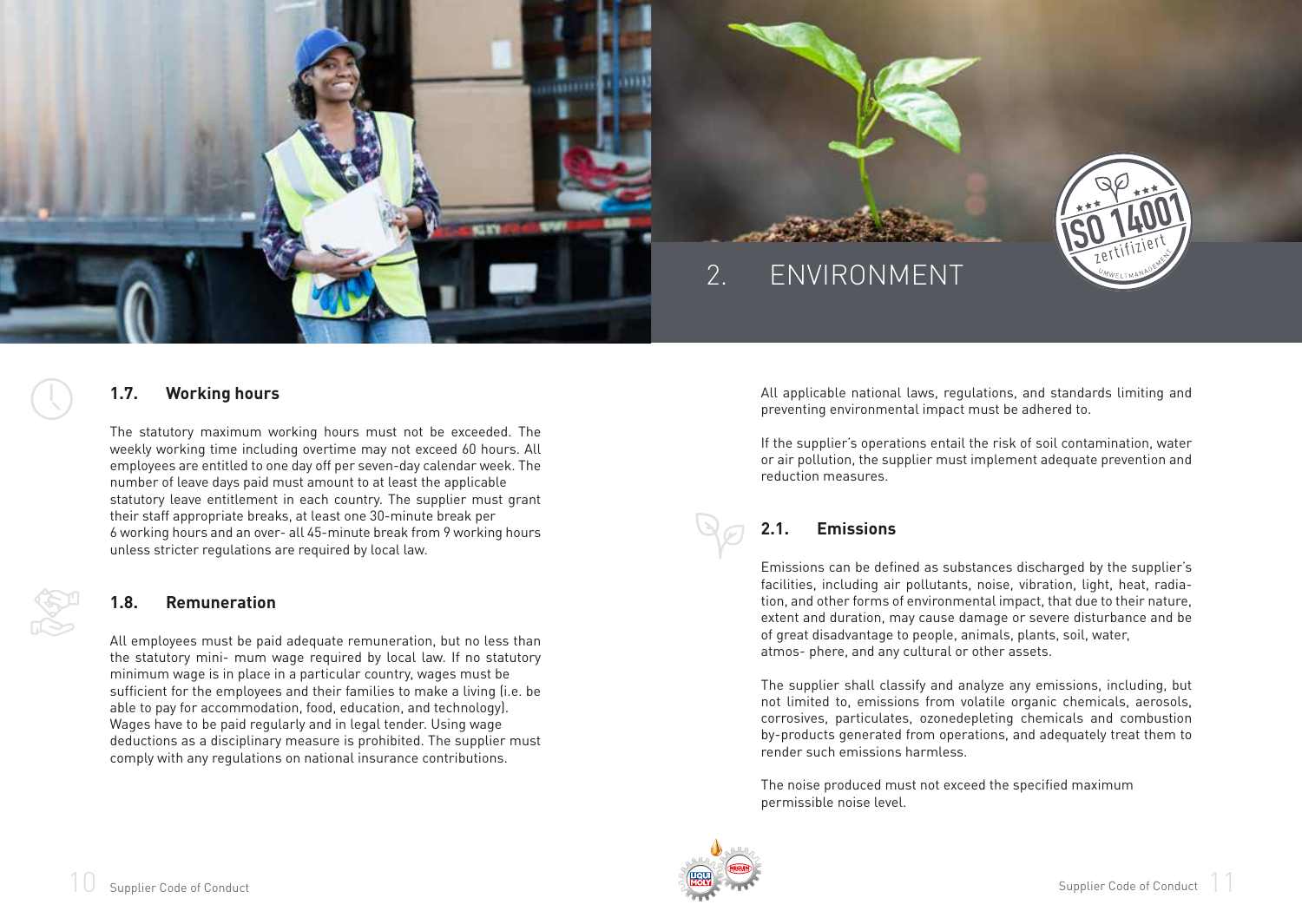### 1.7. Working hours

The statutory maximum working hours must not be exceeded. The weekly working time including overtime may not exceed 60 hours. All employees are entitled to one day off per seven-day calendar week. The number of leave days paid must amount to at least the applicable statutory leave entitlement in each country. The supplier must grant their staff appropriate breaks, at least one 30-minute break per 6 working hours and an over- all 45-minute break from 9 working hours unless stricter regulations are required by local law.

### 1.8. Remuneration

All employees must be paid adequate remuneration, but no less than the statutory mini- mum wage required by local law. If no statutory minimum wage is in place in a particular country, wages must be sufficient for the employees and their families to make a living (i.e. be able to pay for accommodation, food, education, and technology). Wages have to be paid regularly and in legal tender. Using wage deductions as a disciplinary measure is prohibited. The supplier must comply with any regulations on national insurance contributions.

## 2. ENVIRONMENT

All applicable national laws, regulations, and standards limiting and preventing environmental impact must be adhered to.

If the supplier's operations entail the risk of soil contamination, water or air pollution, the supplier must implement adequate prevention and reduction measures.

### 2.1. Emissions

Emissions can be defined as substances discharged by the supplier's facilities, including air pollutants, noise, vibration, light, heat, radiation, and other forms of environmental impact, that due to their nature, extent and duration, may cause damage or severe disturbance and be of great disadvantage to people, animals, plants, soil, water, atmos- phere, and any cultural or other assets.

The supplier shall classify and analyze any emissions, including, but not limited to, emissions from volatile organic chemicals, aerosols, corrosives, particulates, ozonedepleting chemicals and combustion by-products generated from operations, and adequately treat them to render such emissions harmless.

The noise produced must not exceed the specified maximum permissible noise level.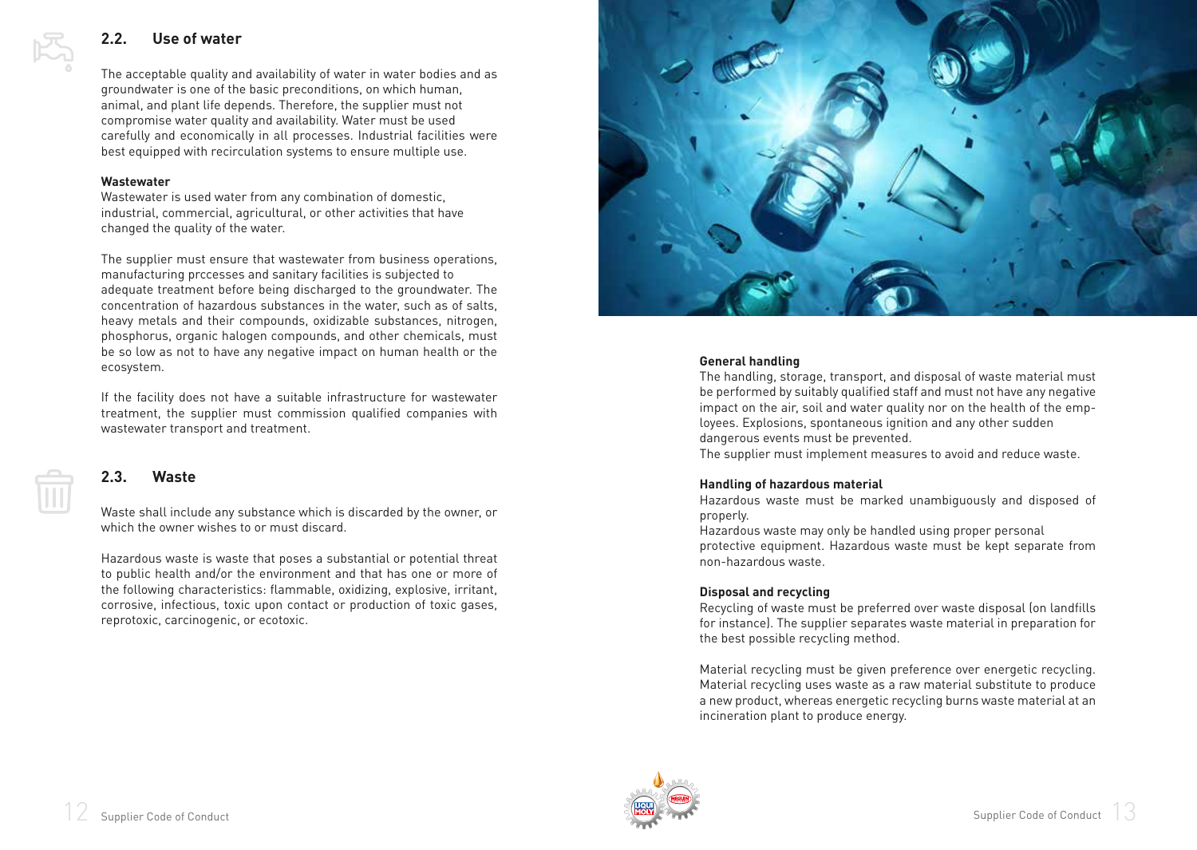## 2.2. Use of water

The acceptable quality and availability of water in water bodies and as groundwater is one of the basic preconditions, on which human, animal, and plant life depends. Therefore, the supplier must not compromise water quality and availability. Water must be used carefully and economically in all processes. Industrial facilities were best equipped with recirculation systems to ensure multiple use.

**Wastewater**

Wastewater is used water from any combination of domestic, industrial, commercial, agricultural, or other activities that have changed the quality of the water.

The supplier must ensure that wastewater from business operations, manufacturing prccesses and sanitary facilities is subjected to adequate treatment before being discharged to the groundwater. The concentration of hazardous substances in the water, such as of salts, heavy metals and their compounds, oxidizable substances, nitrogen, phosphorus, organic halogen compounds, and other chemicals, must be so low as not to have any negative impact on human health or the ecosystem.

If the facility does not have a suitable infrastructure for wastewater treatment, the supplier must commission qualified companies with wastewater transport and treatment.

## 2.3. Waste

Waste shall include any substance which is discarded by the owner, or which the owner wishes to or must discard.

Hazardous waste is waste that poses a substantial or potential threat to public health and/or the environment and that has one or more of the following characteristics: flammable, oxidizing, explosive, irritant, corrosive, infectious, toxic upon contact or production of toxic gases, reprotoxic, carcinogenic, or ecotoxic.

**General handling**

The handling, storage, transport, and disposal of waste material must be performed by suitably qualified staff and must not have any negative impact on the air, soil and water quality nor on the health of the employees. Explosions, spontaneous ignition and any other sudden dangerous events must be prevented.
The supplier must implement measures to avoid and reduce waste.

**Handling of hazardous material**

Hazardous waste must be marked unambiguously and disposed of properly.
Hazardous waste may only be handled using proper personal protective equipment. Hazardous waste must be kept separate from non-hazardous waste.

**Disposal and recycling**

Recycling of waste must be preferred over waste disposal (on landfills for instance). The supplier separates waste material in preparation for the best possible recycling method.

Material recycling must be given preference over energetic recycling. Material recycling uses waste as a raw material substitute to produce a new product, whereas energetic recycling burns waste material at an incineration plant to produce energy.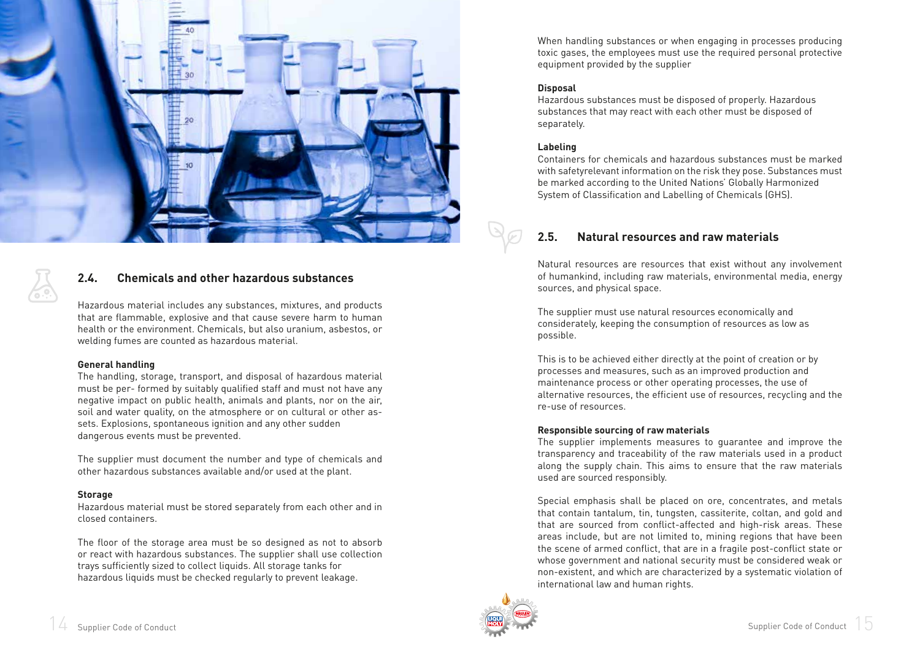## 2.4. Chemicals and other hazardous substances

Hazardous material includes any substances, mixtures, and products that are flammable, explosive and that cause severe harm to human health or the environment. Chemicals, but also uranium, asbestos, or welding fumes are counted as hazardous material.

**General handling**

The handling, storage, transport, and disposal of hazardous material must be per- formed by suitably qualified staff and must not have any negative impact on public health, animals and plants, nor on the air, soil and water quality, on the atmosphere or on cultural or other as- sets. Explosions, spontaneous ignition and any other sudden dangerous events must be prevented.

The supplier must document the number and type of chemicals and other hazardous substances available and/or used at the plant.

**Storage**

Hazardous material must be stored separately from each other and in closed containers.

The floor of the storage area must be so designed as not to absorb or react with hazardous substances. The supplier shall use collection trays sufficiently sized to collect liquids. All storage tanks for hazardous liquids must be checked regularly to prevent leakage.

When handling substances or when engaging in processes producing toxic gases, the employees must use the required personal protective equipment provided by the supplier

**Disposal**

Hazardous substances must be disposed of properly. Hazardous substances that may react with each other must be disposed of separately.

**Labeling**

Containers for chemicals and hazardous substances must be marked with safetyrelevant information on the risk they pose. Substances must be marked according to the United Nations' Globally Harmonized System of Classification and Labelling of Chemicals (GHS).

## 2.5. Natural resources and raw materials

Natural resources are resources that exist without any involvement of humankind, including raw materials, environmental media, energy sources, and physical space.

The supplier must use natural resources economically and considerately, keeping the consumption of resources as low as possible.

This is to be achieved either directly at the point of creation or by processes and measures, such as an improved production and maintenance process or other operating processes, the use of alternative resources, the efficient use of resources, recycling and the re-use of resources.

**Responsible sourcing of raw materials**

The supplier implements measures to guarantee and improve the transparency and traceability of the raw materials used in a product along the supply chain. This aims to ensure that the raw materials used are sourced responsibly.

Special emphasis shall be placed on ore, concentrates, and metals that contain tantalum, tin, tungsten, cassiterite, coltan, and gold and that are sourced from conflict-affected and high-risk areas. These areas include, but are not limited to, mining regions that have been the scene of armed conflict, that are in a fragile post-conflict state or whose government and national security must be considered weak or non-existent, and which are characterized by a systematic violation of international law and human rights.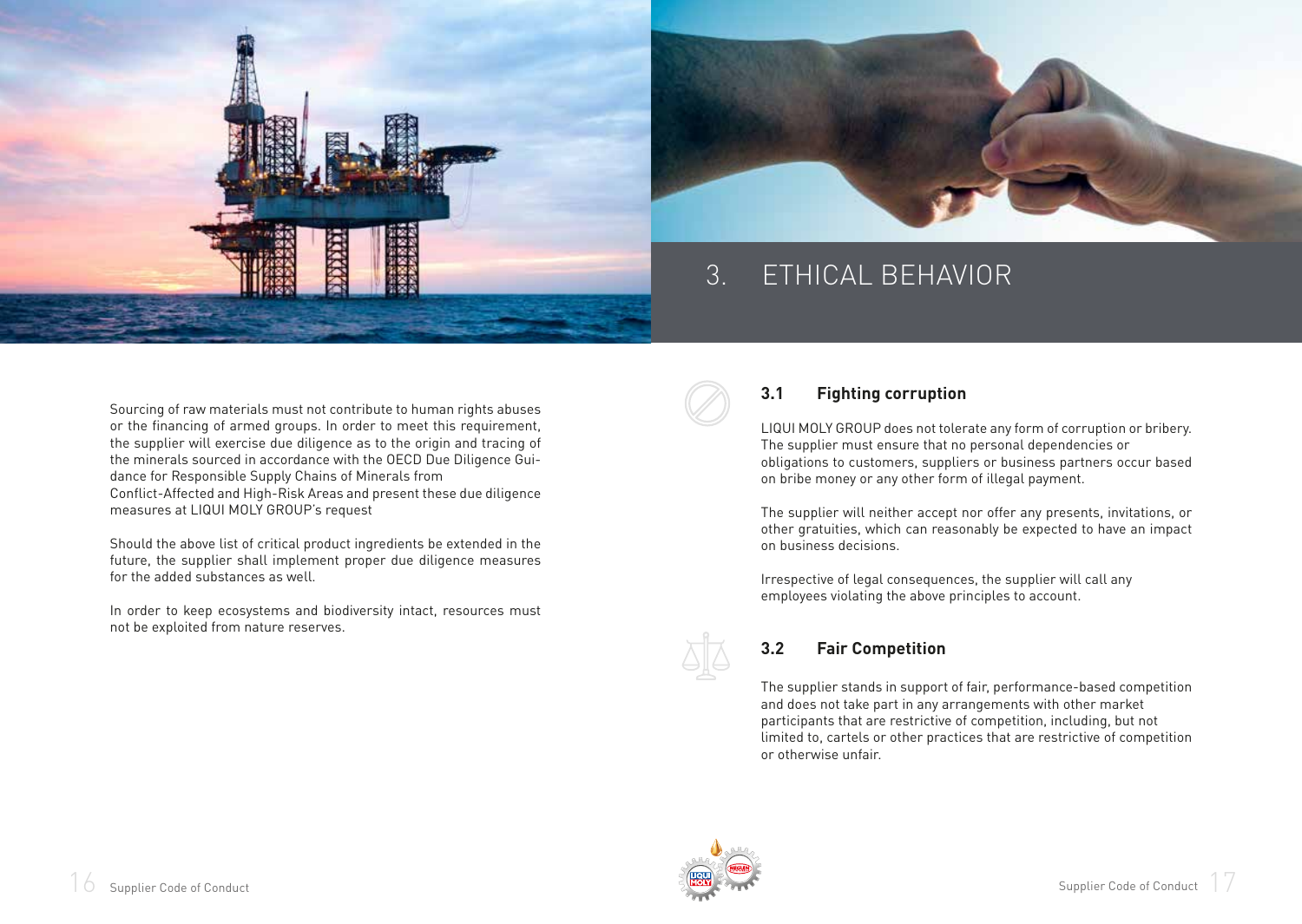Sourcing of raw materials must not contribute to human rights abuses or the financing of armed groups. In order to meet this requirement, the supplier will exercise due diligence as to the origin and tracing of the minerals sourced in accordance with the OECD Due Diligence Guidance for Responsible Supply Chains of Minerals from Conflict-Affected and High-Risk Areas and present these due diligence measures at LIQUI MOLY GROUP's request

Should the above list of critical product ingredients be extended in the future, the supplier shall implement proper due diligence measures for the added substances as well.

In order to keep ecosystems and biodiversity intact, resources must not be exploited from nature reserves.

# 3. ETHICAL BEHAVIOR

## 3.1 Fighting corruption

LIQUI MOLY GROUP does not tolerate any form of corruption or bribery. The supplier must ensure that no personal dependencies or obligations to customers, suppliers or business partners occur based on bribe money or any other form of illegal payment.

The supplier will neither accept nor offer any presents, invitations, or other gratuities, which can reasonably be expected to have an impact on business decisions.

Irrespective of legal consequences, the supplier will call any employees violating the above principles to account.

## 3.2 Fair Competition

The supplier stands in support of fair, performance-based competition and does not take part in any arrangements with other market participants that are restrictive of competition, including, but not limited to, cartels or other practices that are restrictive of competition or otherwise unfair.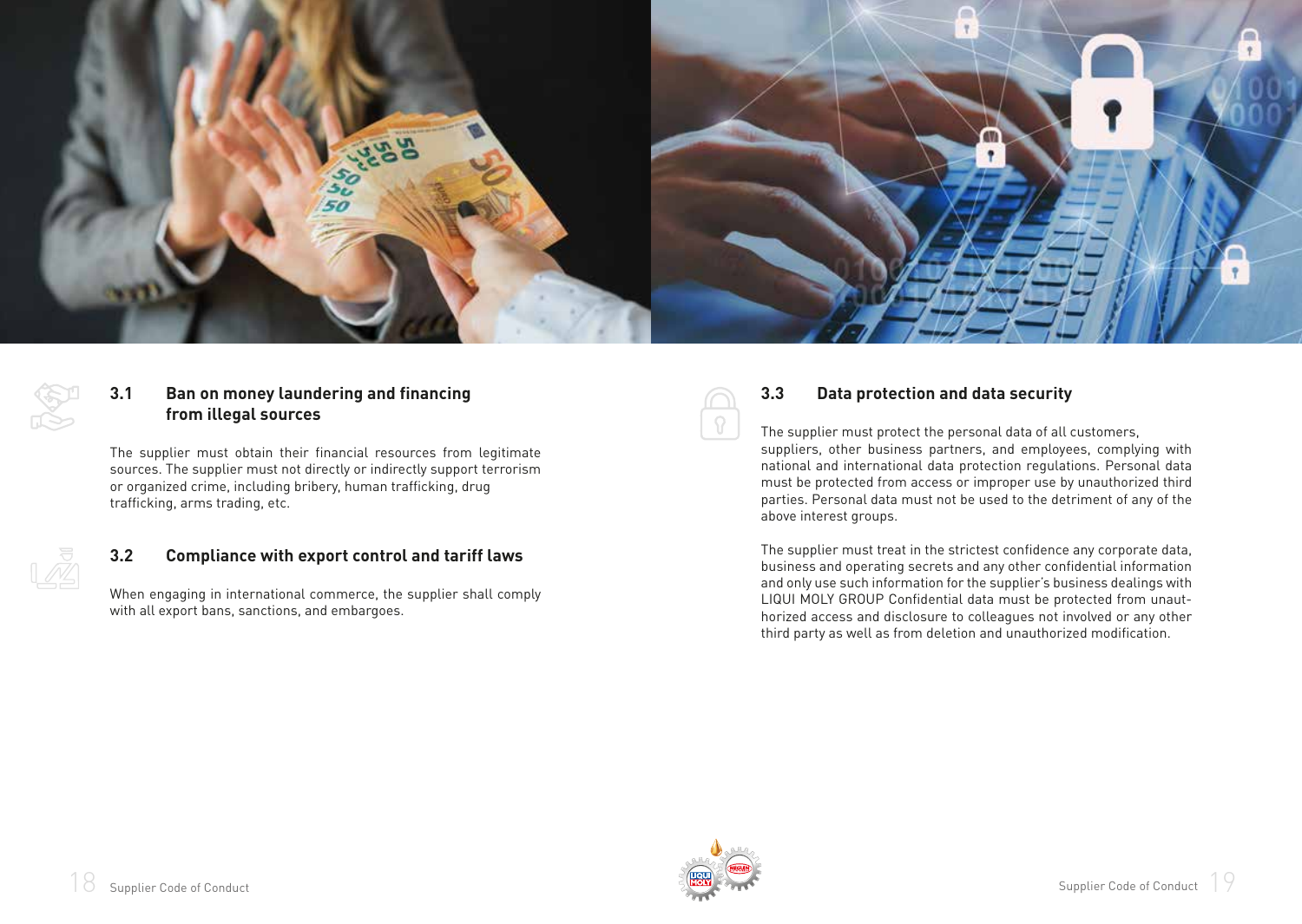### 3.1 Ban on money laundering and financing from illegal sources

The supplier must obtain their financial resources from legitimate sources. The supplier must not directly or indirectly support terrorism or organized crime, including bribery, human trafficking, drug trafficking, arms trading, etc.

### 3.2 Compliance with export control and tariff laws

When engaging in international commerce, the supplier shall comply with all export bans, sanctions, and embargoes.

### 3.3 Data protection and data security

The supplier must protect the personal data of all customers, suppliers, other business partners, and employees, complying with national and international data protection regulations. Personal data must be protected from access or improper use by unauthorized third parties. Personal data must not be used to the detriment of any of the above interest groups.

The supplier must treat in the strictest confidence any corporate data, business and operating secrets and any other confidential information and only use such information for the supplier's business dealings with LIQUI MOLY GROUP Confidential data must be protected from unauthorized access and disclosure to colleagues not involved or any other third party as well as from deletion and unauthorized modification.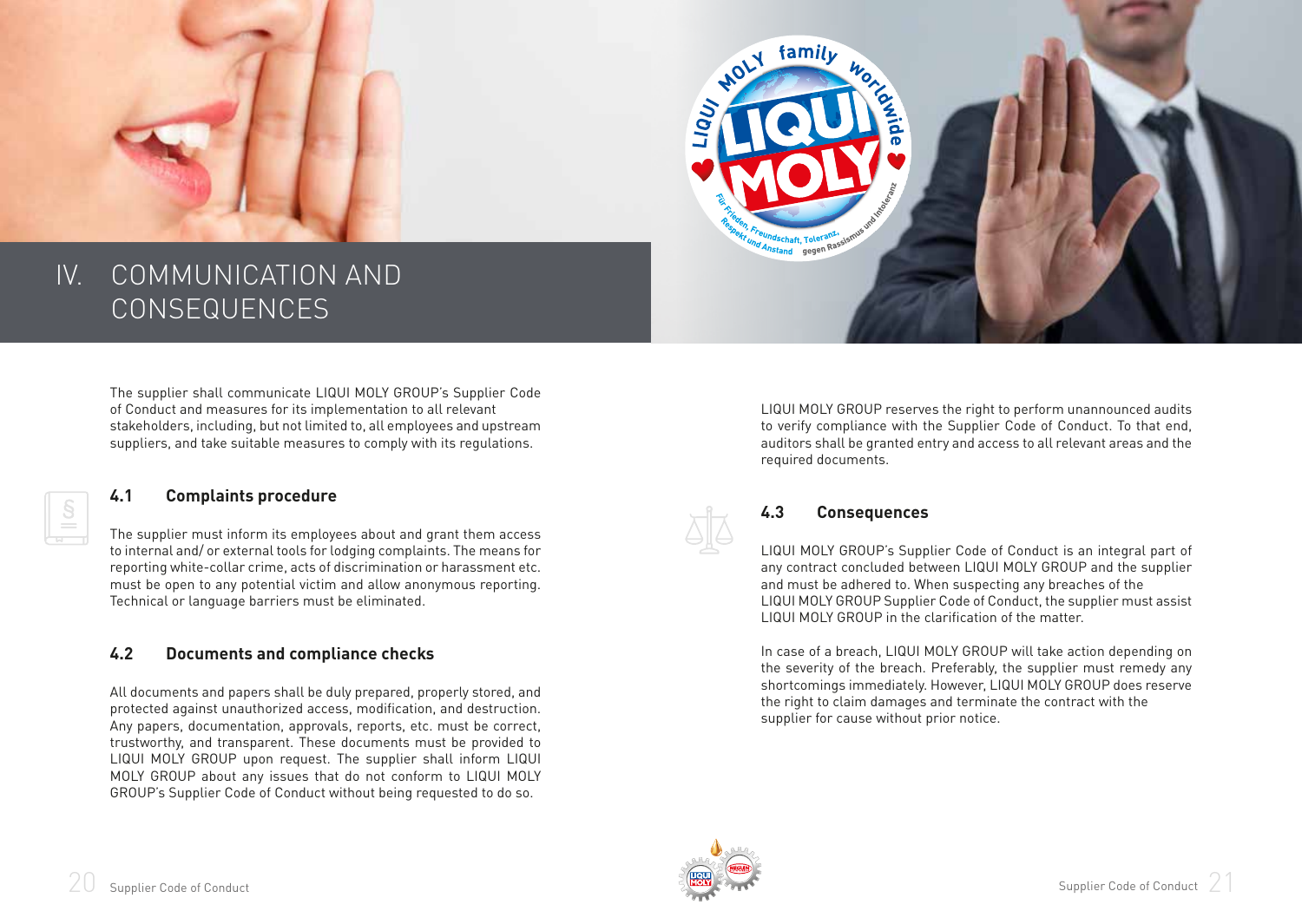# IV. COMMUNICATION AND CONSEQUENCES

The supplier shall communicate LIQUI MOLY GROUP's Supplier Code of Conduct and measures for its implementation to all relevant stakeholders, including, but not limited to, all employees and upstream suppliers, and take suitable measures to comply with its regulations.

## 4.1 Complaints procedure

The supplier must inform its employees about and grant them access to internal and/ or external tools for lodging complaints. The means for reporting white-collar crime, acts of discrimination or harassment etc. must be open to any potential victim and allow anonymous reporting. Technical or language barriers must be eliminated.

## 4.2 Documents and compliance checks

All documents and papers shall be duly prepared, properly stored, and protected against unauthorized access, modification, and destruction. Any papers, documentation, approvals, reports, etc. must be correct, trustworthy, and transparent. These documents must be provided to LIQUI MOLY GROUP upon request. The supplier shall inform LIQUI MOLY GROUP about any issues that do not conform to LIQUI MOLY GROUP's Supplier Code of Conduct without being requested to do so.

LIQUI MOLY GROUP reserves the right to perform unannounced audits to verify compliance with the Supplier Code of Conduct. To that end, auditors shall be granted entry and access to all relevant areas and the required documents.

## 4.3 Consequences

LIQUI MOLY GROUP's Supplier Code of Conduct is an integral part of any contract concluded between LIQUI MOLY GROUP and the supplier and must be adhered to. When suspecting any breaches of the LIQUI MOLY GROUP Supplier Code of Conduct, the supplier must assist LIQUI MOLY GROUP in the clarification of the matter.

In case of a breach, LIQUI MOLY GROUP will take action depending on the severity of the breach. Preferably, the supplier must remedy any shortcomings immediately. However, LIQUI MOLY GROUP does reserve the right to claim damages and terminate the contract with the supplier for cause without prior notice.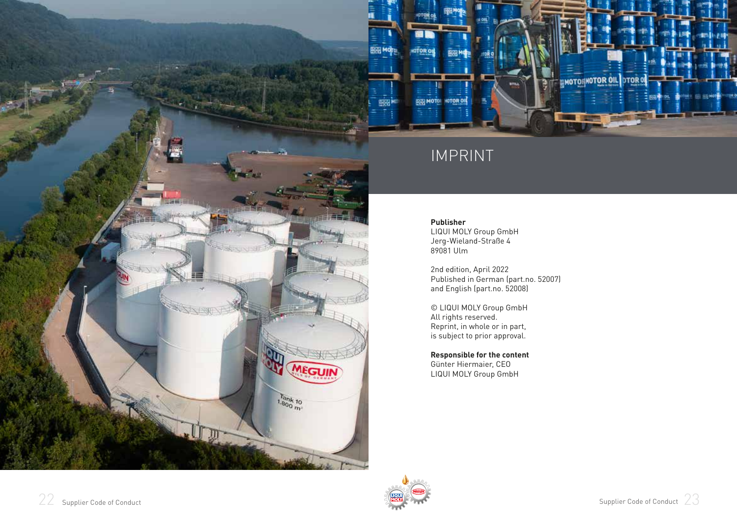# IMPRINT

**Publisher**
LIQUI MOLY Group GmbH
Jerg-Wieland-Straße 4
89081 Ulm

2nd edition, April 2022
Published in German (part.no. 52007)
and English (part.no. 52008)

© LIQUI MOLY Group GmbH
All rights reserved.
Reprint, in whole or in part,
is subject to prior approval.

**Responsible for the content**
Günter Hiermaier, CEO
LIQUI MOLY Group GmbH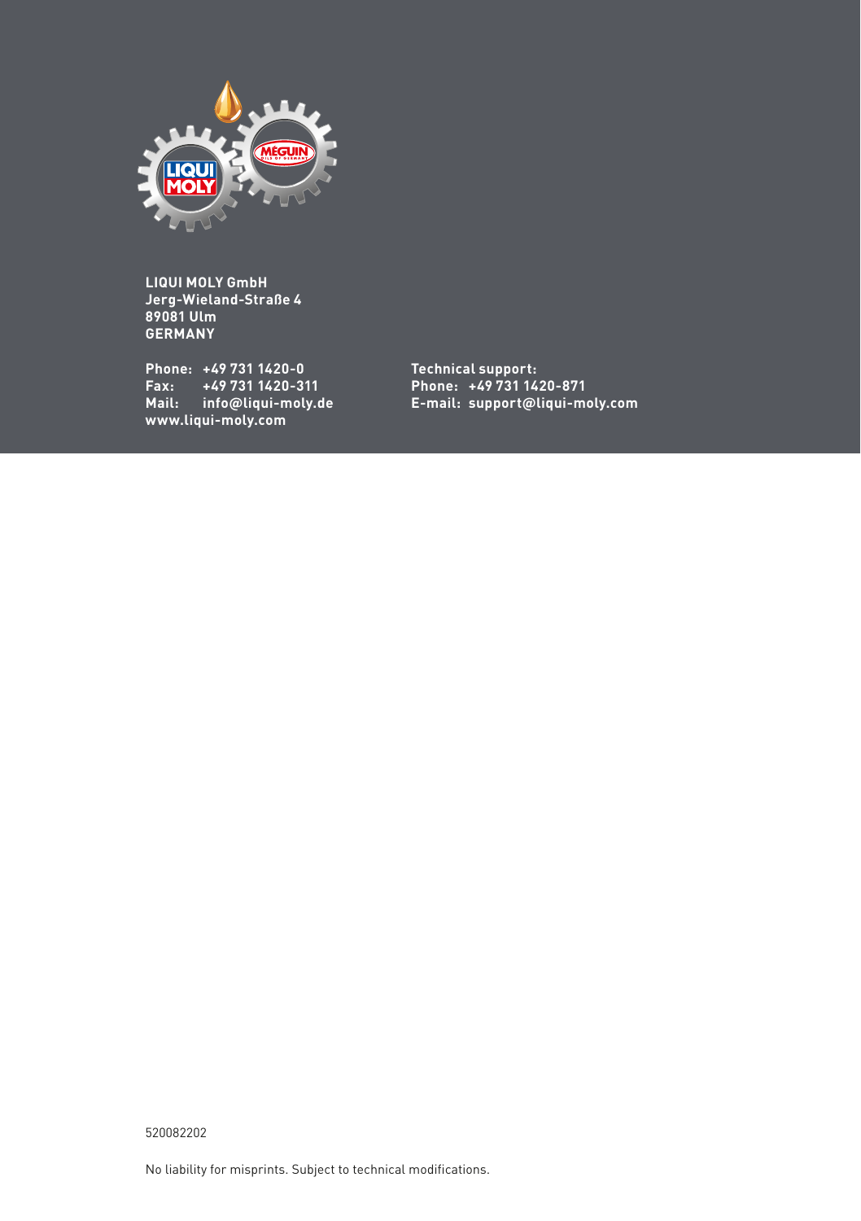**LIQUI MOLY GmbH**
**Jerg-Wieland-Straße 4**
**89081 Ulm**
**GERMANY**

**Phone: +49 731 1420-0**
**Fax: +49 731 1420-311**
**Mail: info@liqui-moly.de**
**www.liqui-moly.com**

**Technical support:**
**Phone: +49 731 1420-871**
**E-mail: support@liqui-moly.com**

520082202

No liability for misprints. Subject to technical modifications.